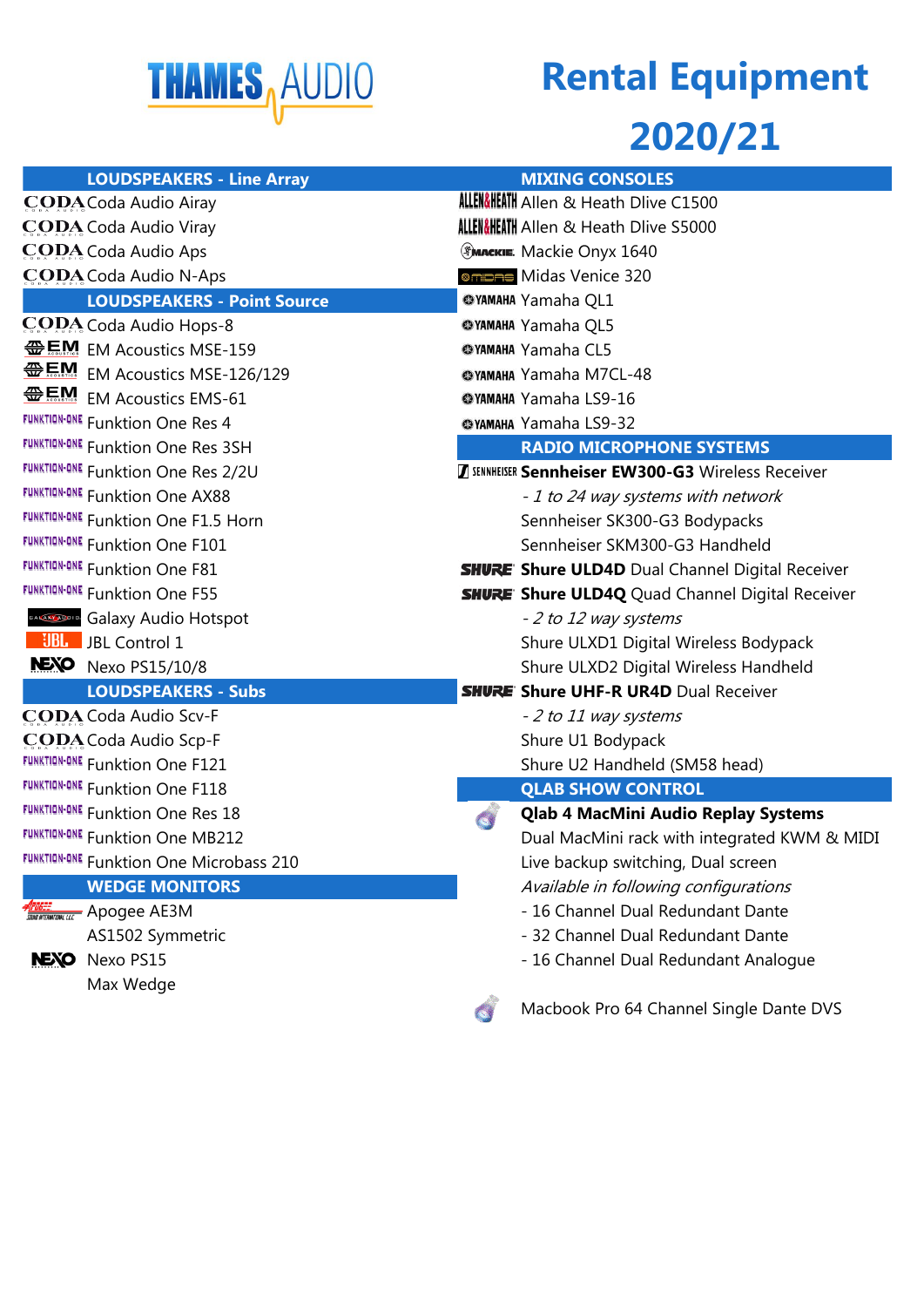# THAMES AUDIO

# Rental Equipment 2020/21

## LOUDSPEAKERS - Line Array

- Coda Audio Airay
- Coda Audio Viray
- Coda Audio Aps
- Coda Audio N-Aps

## LOUDSPEAKERS - Point Source

- Coda Audio Hops-8
- EM Acoustics MSE-159
- EM Acoustics MSE-126/129
- EM Acoustics EMS-61
- Funktion One Res 4
- Funktion One Res 3SH
- Funktion One Res 2/2U
- Funktion One AX88
- Funktion One F1.5 Horn
- Funktion One F101
- Funktion One F81
- Funktion One F55
- Galaxy Audio Hotspot
- JBL Control 1
- Nexo PS15/10/8

## LOUDSPEAKERS - Subs

- Coda Audio Scv-F
- Coda Audio Scp-F
- Funktion One F121
- Funktion One F118
- Funktion One Res 18
- Funktion One MB212
- Funktion One Microbass 210

## WEDGE MONITORS

- Apogee AE3M
  AS1502 Symmetric
- Nexo PS15
  Max Wedge

## MIXING CONSOLES

- Allen & Heath Dlive C1500
- Allen & Heath Dlive S5000
- Mackie Onyx 1640
- Midas Venice 320
- Yamaha QL1
- Yamaha QL5
- Yamaha CL5
- Yamaha M7CL-48
- Yamaha LS9-16
- Yamaha LS9-32

## RADIO MICROPHONE SYSTEMS

**Sennheiser EW300-G3** Wireless Receiver
*- 1 to 24 way systems with network*
Sennheiser SK300-G3 Bodypacks
Sennheiser SKM300-G3 Handheld

**Shure ULD4D** Dual Channel Digital Receiver

**Shure ULD4Q** Quad Channel Digital Receiver
*- 2 to 12 way systems*
Shure ULXD1 Digital Wireless Bodypack
Shure ULXD2 Digital Wireless Handheld

**Shure UHF-R UR4D** Dual Receiver
*- 2 to 11 way systems*
Shure U1 Bodypack
Shure U2 Handheld (SM58 head)

## QLAB SHOW CONTROL

**Qlab 4 MacMini Audio Replay Systems**
Dual MacMini rack with integrated KWM & MIDI
Live backup switching, Dual screen
*Available in following configurations*
- 16 Channel Dual Redundant Dante
- 32 Channel Dual Redundant Dante
- 16 Channel Dual Redundant Analogue

Macbook Pro 64 Channel Single Dante DVS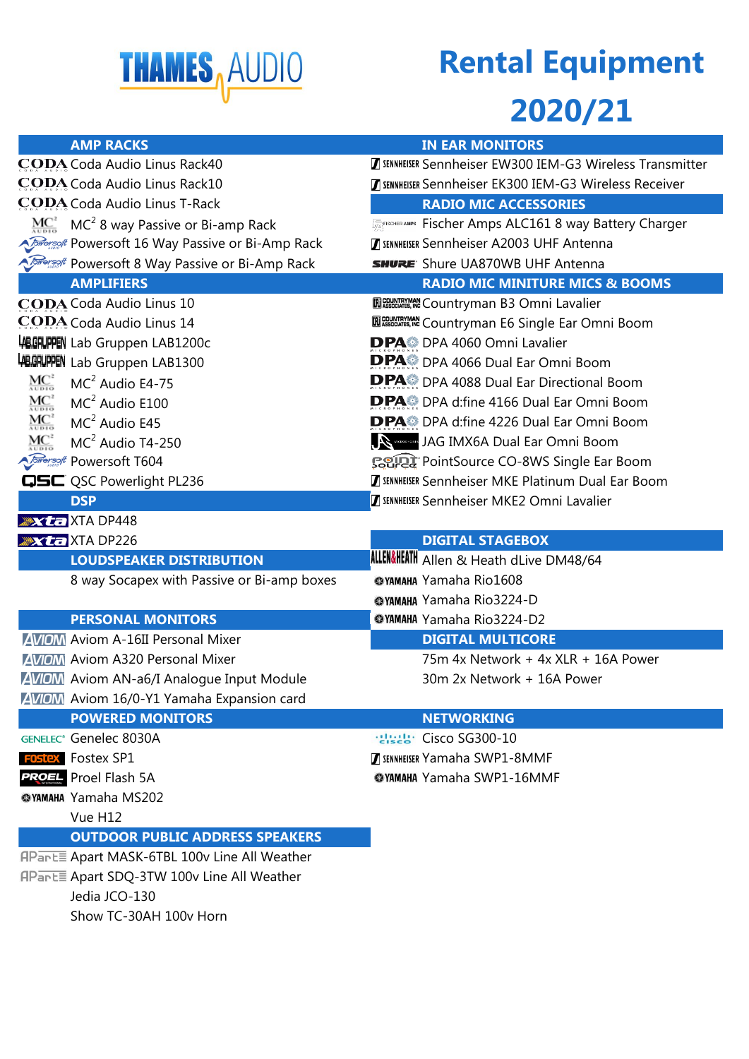# THAMES AUDIO

# Rental Equipment 2020/21

## AMP RACKS

- Coda Audio Linus Rack40
- Coda Audio Linus Rack10
- Coda Audio Linus T-Rack
- MC$^2$ 8 way Passive or Bi-amp Rack
- Powersoft 16 Way Passive or Bi-Amp Rack
- Powersoft 8 Way Passive or Bi-Amp Rack

## AMPLIFIERS

- Coda Audio Linus 10
- Coda Audio Linus 14
- Lab Gruppen LAB1200c
- Lab Gruppen LAB1300
- MC$^2$ Audio E4-75
- MC$^2$ Audio E100
- MC$^2$ Audio E45
- MC$^2$ Audio T4-250
- Powersoft T604
- QSC Powerlight PL236

## DSP

- XTA DP448
- XTA DP226

## LOUDSPEAKER DISTRIBUTION

- 8 way Socapex with Passive or Bi-amp boxes

## PERSONAL MONITORS

- Aviom A-16II Personal Mixer
- Aviom A320 Personal Mixer
- Aviom AN-a6/I Analogue Input Module
- Aviom 16/0-Y1 Yamaha Expansion card

## POWERED MONITORS

- Genelec 8030A
- Fostex SP1
- Proel Flash 5A
- Yamaha MS202
- Vue H12

## OUTDOOR PUBLIC ADDRESS SPEAKERS

- Apart MASK-6TBL 100v Line All Weather
- Apart SDQ-3TW 100v Line All Weather
- Jedia JCO-130
- Show TC-30AH 100v Horn

## IN EAR MONITORS

- Sennheiser EW300 IEM-G3 Wireless Transmitter
- Sennheiser EK300 IEM-G3 Wireless Receiver

## RADIO MIC ACCESSORIES

- Fischer Amps ALC161 8 way Battery Charger
- Sennheiser A2003 UHF Antenna
- Shure UA870WB UHF Antenna

## RADIO MIC MINITURE MICS & BOOMS

- Countryman B3 Omni Lavalier
- Countryman E6 Single Ear Omni Boom
- DPA 4060 Omni Lavalier
- DPA 4066 Dual Ear Omni Boom
- DPA 4088 Dual Ear Directional Boom
- DPA d:fine 4166 Dual Ear Omni Boom
- DPA d:fine 4226 Dual Ear Omni Boom
- JAG IMX6A Dual Ear Omni Boom
- PointSource CO-8WS Single Ear Boom
- Sennheiser MKE Platinum Dual Ear Boom
- Sennheiser MKE2 Omni Lavalier

## DIGITAL STAGEBOX

- Allen & Heath dLive DM48/64
- Yamaha Rio1608
- Yamaha Rio3224-D
- Yamaha Rio3224-D2

## DIGITAL MULTICORE

- 75m 4x Network + 4x XLR + 16A Power
- 30m 2x Network + 16A Power

## NETWORKING

- Cisco SG300-10
- Yamaha SWP1-8MMF
- Yamaha SWP1-16MMF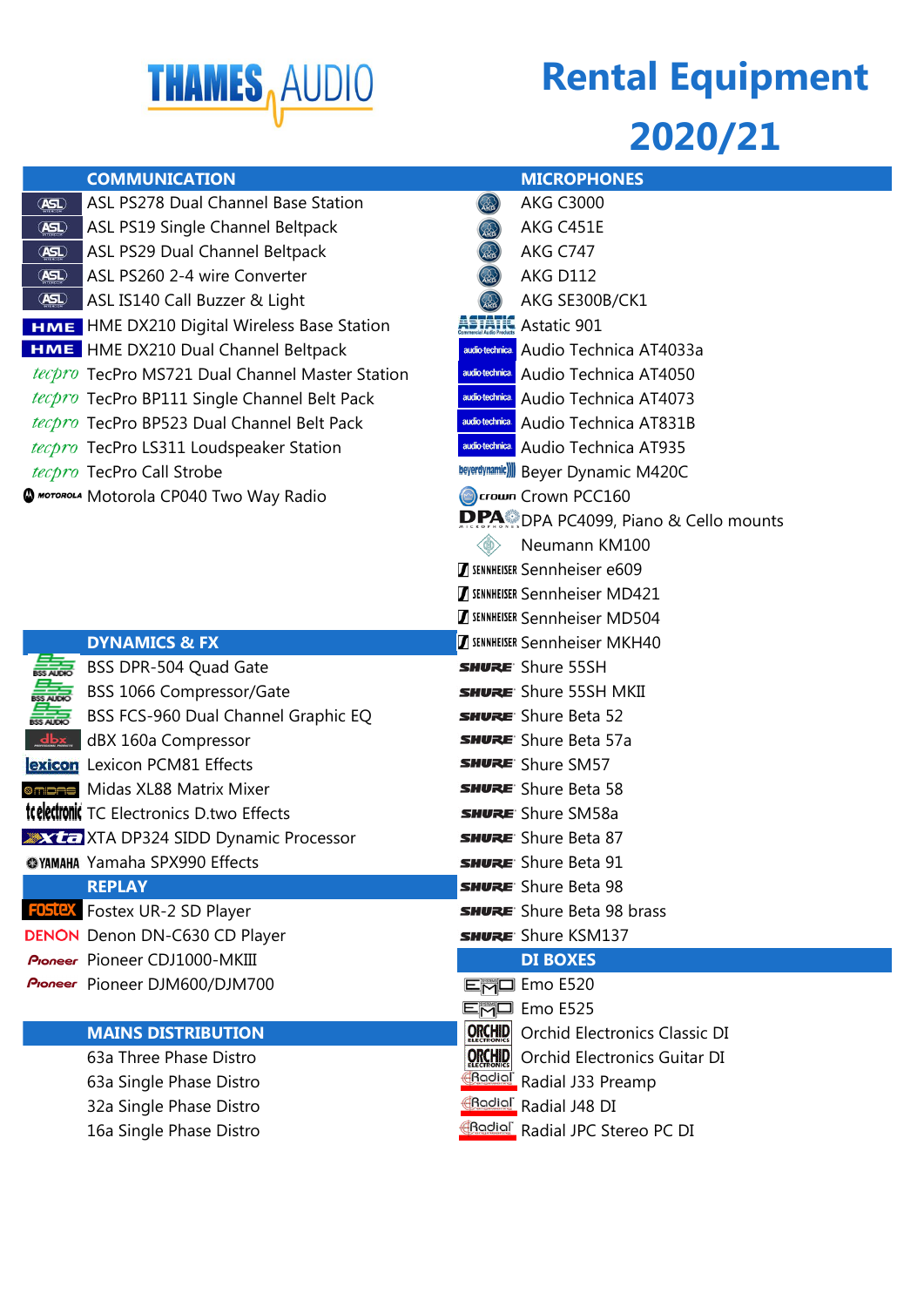THAMES AUDIO

# Rental Equipment 2020/21

## COMMUNICATION

- ASL PS278 Dual Channel Base Station
- ASL PS19 Single Channel Beltpack
- ASL PS29 Dual Channel Beltpack
- ASL PS260 2-4 wire Converter
- ASL IS140 Call Buzzer & Light
- HME DX210 Digital Wireless Base Station
- HME DX210 Dual Channel Beltpack
- TecPro MS721 Dual Channel Master Station
- TecPro BP111 Single Channel Belt Pack
- TecPro BP523 Dual Channel Belt Pack
- TecPro LS311 Loudspeaker Station
- TecPro Call Strobe
- Motorola CP040 Two Way Radio

## DYNAMICS & FX

- BSS DPR-504 Quad Gate
- BSS 1066 Compressor/Gate
- BSS FCS-960 Dual Channel Graphic EQ
- dBX 160a Compressor
- Lexicon PCM81 Effects
- Midas XL88 Matrix Mixer
- TC Electronics D.two Effects
- XTA DP324 SIDD Dynamic Processor
- Yamaha SPX990 Effects

## REPLAY

- Fostex UR-2 SD Player
- Denon DN-C630 CD Player
- Pioneer CDJ1000-MKIII
- Pioneer DJM600/DJM700

## MAINS DISTRIBUTION

- 63a Three Phase Distro
- 63a Single Phase Distro
- 32a Single Phase Distro
- 16a Single Phase Distro

## MICROPHONES

- AKG C3000
- AKG C451E
- AKG C747
- AKG D112
- AKG SE300B/CK1
- Astatic 901
- Audio Technica AT4033a
- Audio Technica AT4050
- Audio Technica AT4073
- Audio Technica AT831B
- Audio Technica AT935
- Beyer Dynamic M420C
- Crown PCC160
- DPA PC4099, Piano & Cello mounts
- Neumann KM100
- Sennheiser e609
- Sennheiser MD421
- Sennheiser MD504
- Sennheiser MKH40
- Shure 55SH
- Shure 55SH MKII
- Shure Beta 52
- Shure Beta 57a
- Shure SM57
- Shure Beta 58
- Shure SM58a
- Shure Beta 87
- Shure Beta 91
- Shure Beta 98
- Shure Beta 98 brass
- Shure KSM137

## DI BOXES

- Emo E520
- Emo E525
- Orchid Electronics Classic DI
- Orchid Electronics Guitar DI
- Radial J33 Preamp
- Radial J48 DI
- Radial JPC Stereo PC DI